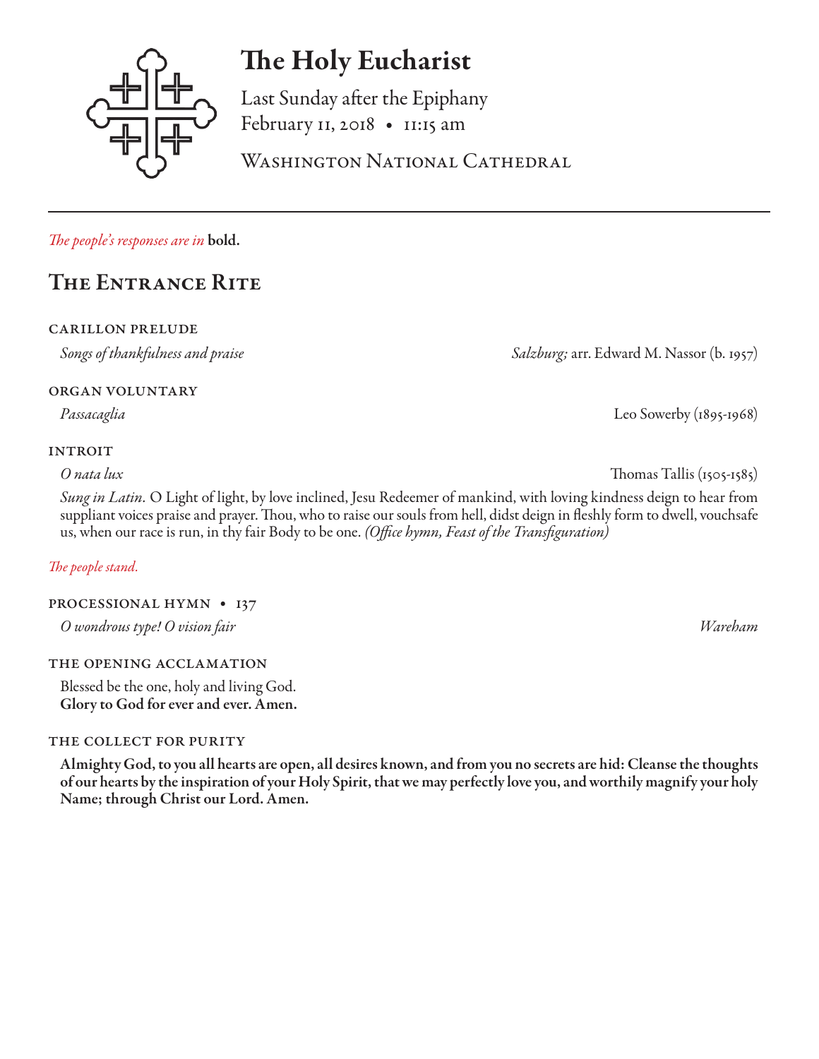# The Holy Eucharist

Last Sunday after the Epiphany
February 11, 2018 • 11:15 am

Washington National Cathedral

*The people's responses are in* **bold.**

## The Entrance Rite

### Carillon Prelude

*Songs of thankfulness and praise* — *Salzburg;* arr. Edward M. Nassor (b. 1957)

### Organ Voluntary

*Passacaglia* — Leo Sowerby (1895-1968)

### Introit

*O nata lux* — Thomas Tallis (1505-1585)

*Sung in Latin.* O Light of light, by love inclined, Jesu Redeemer of mankind, with loving kindness deign to hear from suppliant voices praise and prayer. Thou, who to raise our souls from hell, didst deign in fleshly form to dwell, vouchsafe us, when our race is run, in thy fair Body to be one. *(Office hymn, Feast of the Transfiguration)*

*The people stand.*

### Processional Hymn • 137

*O wondrous type! O vision fair* — *Wareham*

### The Opening Acclamation

Blessed be the one, holy and living God.
**Glory to God for ever and ever. Amen.**

### The Collect for Purity

**Almighty God, to you all hearts are open, all desires known, and from you no secrets are hid: Cleanse the thoughts of our hearts by the inspiration of your Holy Spirit, that we may perfectly love you, and worthily magnify your holy Name; through Christ our Lord. Amen.**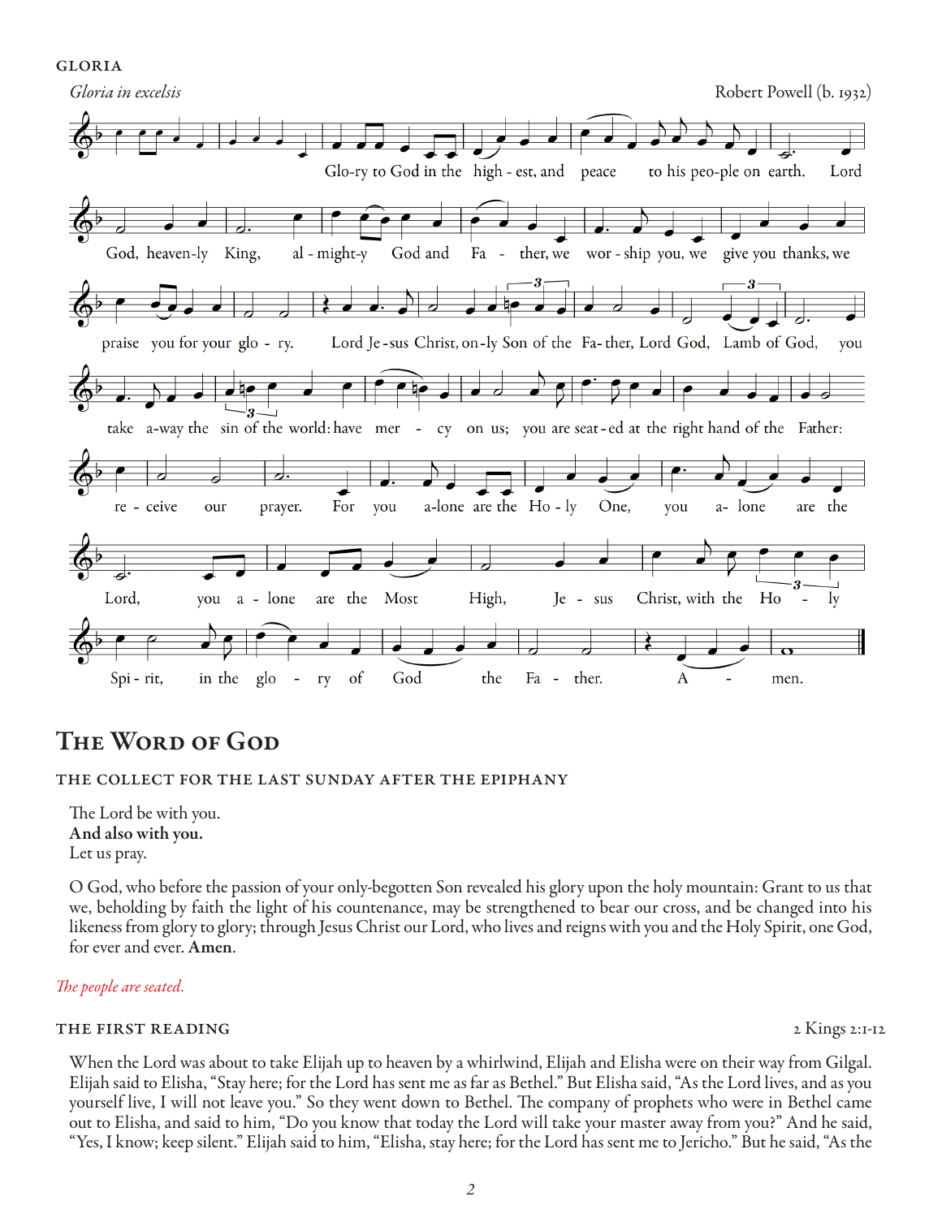GLORIA

*Gloria in excelsis* Robert Powell (b. 1932)

Glo-ry to God in the high-est, and peace to his peo-ple on earth. Lord God, heaven-ly King, al-might-y God and Fa-ther, we wor-ship you, we give you thanks, we praise you for your glo-ry. Lord Je-sus Christ, on-ly Son of the Fa-ther, Lord God, Lamb of God, you take a-way the sin of the world: have mer-cy on us; you are seat-ed at the right hand of the Father: re-ceive our prayer. For you a-lone are the Ho-ly One, you a-lone are the Lord, you a-lone are the Most High, Je-sus Christ, with the Ho-ly Spi-rit, in the glo-ry of God the Fa-ther. A-men.

# The Word of God

## THE COLLECT FOR THE LAST SUNDAY AFTER THE EPIPHANY

The Lord be with you.
**And also with you.**
Let us pray.

O God, who before the passion of your only-begotten Son revealed his glory upon the holy mountain: Grant to us that we, beholding by faith the light of his countenance, may be strengthened to bear our cross, and be changed into his likeness from glory to glory; through Jesus Christ our Lord, who lives and reigns with you and the Holy Spirit, one God, for ever and ever. **Amen.**

*The people are seated.*

## THE FIRST READING 2 Kings 2:1-12

When the Lord was about to take Elijah up to heaven by a whirlwind, Elijah and Elisha were on their way from Gilgal. Elijah said to Elisha, "Stay here; for the Lord has sent me as far as Bethel." But Elisha said, "As the Lord lives, and as you yourself live, I will not leave you." So they went down to Bethel. The company of prophets who were in Bethel came out to Elisha, and said to him, "Do you know that today the Lord will take your master away from you?" And he said, "Yes, I know; keep silent." Elijah said to him, "Elisha, stay here; for the Lord has sent me to Jericho." But he said, "As the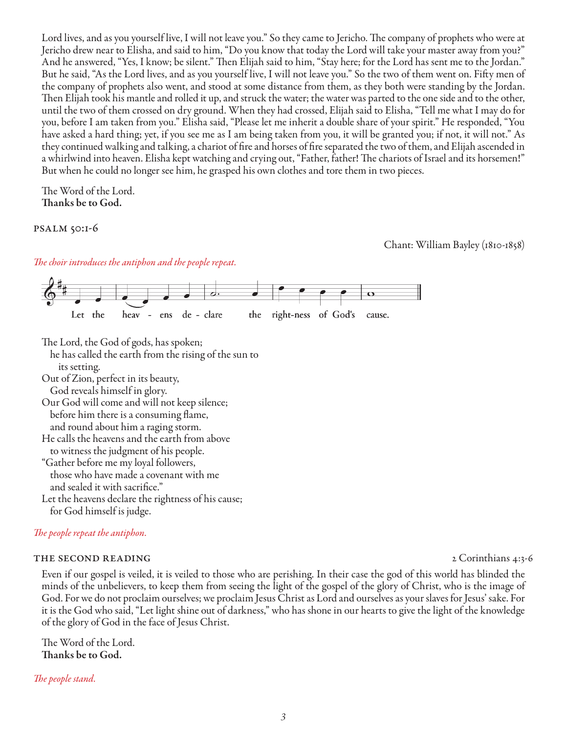Lord lives, and as you yourself live, I will not leave you." So they came to Jericho. The company of prophets who were at Jericho drew near to Elisha, and said to him, "Do you know that today the Lord will take your master away from you?" And he answered, "Yes, I know; be silent." Then Elijah said to him, "Stay here; for the Lord has sent me to the Jordan." But he said, "As the Lord lives, and as you yourself live, I will not leave you." So the two of them went on. Fifty men of the company of prophets also went, and stood at some distance from them, as they both were standing by the Jordan. Then Elijah took his mantle and rolled it up, and struck the water; the water was parted to the one side and to the other, until the two of them crossed on dry ground. When they had crossed, Elijah said to Elisha, "Tell me what I may do for you, before I am taken from you." Elisha said, "Please let me inherit a double share of your spirit." He responded, "You have asked a hard thing; yet, if you see me as I am being taken from you, it will be granted you; if not, it will not." As they continued walking and talking, a chariot of fire and horses of fire separated the two of them, and Elijah ascended in a whirlwind into heaven. Elisha kept watching and crying out, "Father, father! The chariots of Israel and its horsemen!" But when he could no longer see him, he grasped his own clothes and tore them in two pieces.

The Word of the Lord.
**Thanks be to God.**

## PSALM 50:1-6

Chant: William Bayley (1810-1858)

*The choir introduces the antiphon and the people repeat.*

Let the heav - ens de - clare the right-ness of God's cause.

The Lord, the God of gods, has spoken;
  he has called the earth from the rising of the sun to
    its setting.
Out of Zion, perfect in its beauty,
  God reveals himself in glory.
Our God will come and will not keep silence;
  before him there is a consuming flame,
  and round about him a raging storm.
He calls the heavens and the earth from above
  to witness the judgment of his people.
"Gather before me my loyal followers,
  those who have made a covenant with me
  and sealed it with sacrifice."
Let the heavens declare the rightness of his cause;
  for God himself is judge.

*The people repeat the antiphon.*

## THE SECOND READING

2 Corinthians 4:3-6

Even if our gospel is veiled, it is veiled to those who are perishing. In their case the god of this world has blinded the minds of the unbelievers, to keep them from seeing the light of the gospel of the glory of Christ, who is the image of God. For we do not proclaim ourselves; we proclaim Jesus Christ as Lord and ourselves as your slaves for Jesus' sake. For it is the God who said, "Let light shine out of darkness," who has shone in our hearts to give the light of the knowledge of the glory of God in the face of Jesus Christ.

The Word of the Lord.
**Thanks be to God.**

*The people stand.*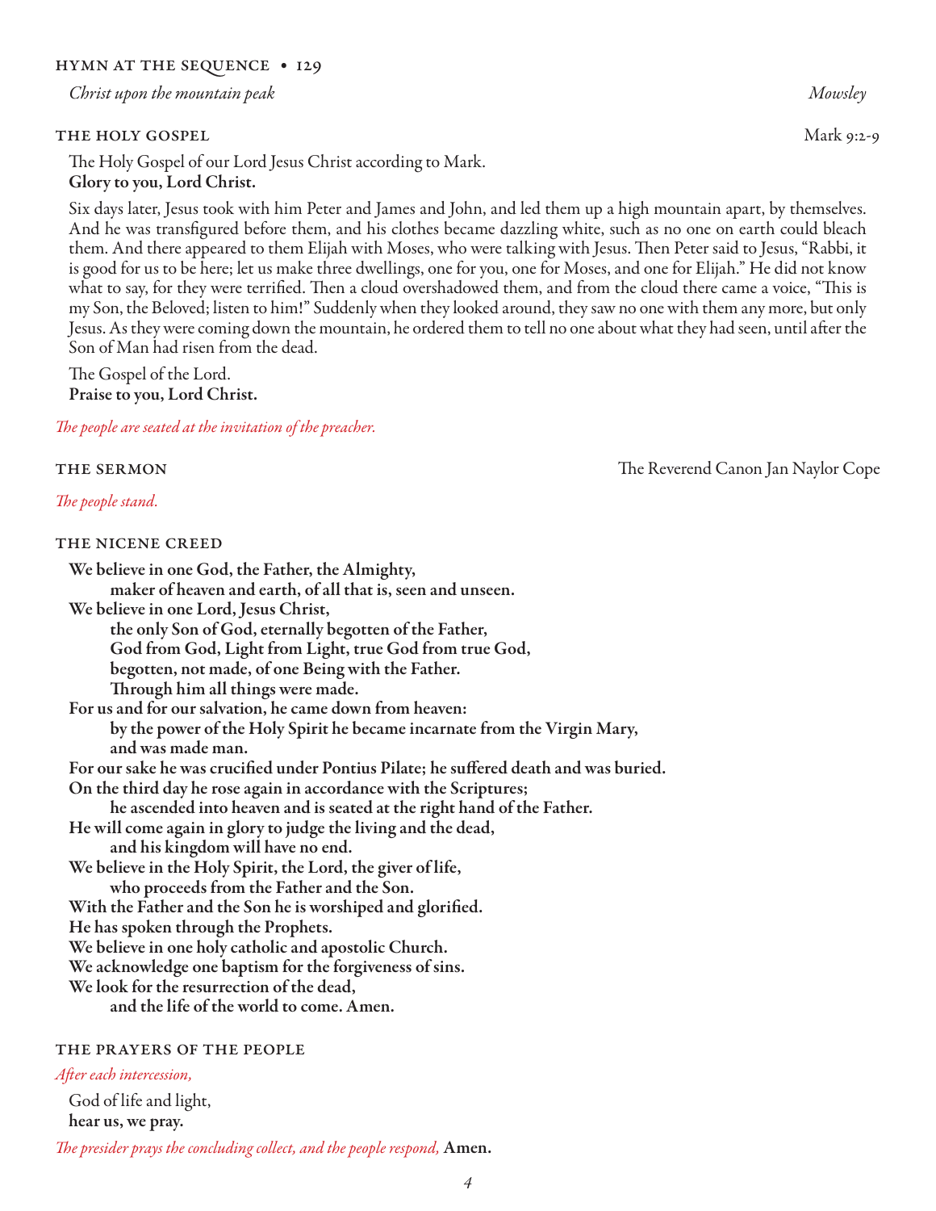## HYMN AT THE SEQUENCE • 129

*Christ upon the mountain peak* *Mowsley*

## THE HOLY GOSPEL Mark 9:2-9

The Holy Gospel of our Lord Jesus Christ according to Mark.
**Glory to you, Lord Christ.**

Six days later, Jesus took with him Peter and James and John, and led them up a high mountain apart, by themselves. And he was transfigured before them, and his clothes became dazzling white, such as no one on earth could bleach them. And there appeared to them Elijah with Moses, who were talking with Jesus. Then Peter said to Jesus, "Rabbi, it is good for us to be here; let us make three dwellings, one for you, one for Moses, and one for Elijah." He did not know what to say, for they were terrified. Then a cloud overshadowed them, and from the cloud there came a voice, "This is my Son, the Beloved; listen to him!" Suddenly when they looked around, they saw no one with them any more, but only Jesus. As they were coming down the mountain, he ordered them to tell no one about what they had seen, until after the Son of Man had risen from the dead.

The Gospel of the Lord.
**Praise to you, Lord Christ.**

*The people are seated at the invitation of the preacher.*

## THE SERMON The Reverend Canon Jan Naylor Cope

*The people stand.*

## THE NICENE CREED

**We believe in one God, the Father, the Almighty,**
**maker of heaven and earth, of all that is, seen and unseen.**
**We believe in one Lord, Jesus Christ,**
**the only Son of God, eternally begotten of the Father,**
**God from God, Light from Light, true God from true God,**
**begotten, not made, of one Being with the Father.**
**Through him all things were made.**
**For us and for our salvation, he came down from heaven:**
**by the power of the Holy Spirit he became incarnate from the Virgin Mary,**
**and was made man.**
**For our sake he was crucified under Pontius Pilate; he suffered death and was buried.**
**On the third day he rose again in accordance with the Scriptures;**
**he ascended into heaven and is seated at the right hand of the Father.**
**He will come again in glory to judge the living and the dead,**
**and his kingdom will have no end.**
**We believe in the Holy Spirit, the Lord, the giver of life,**
**who proceeds from the Father and the Son.**
**With the Father and the Son he is worshiped and glorified.**
**He has spoken through the Prophets.**
**We believe in one holy catholic and apostolic Church.**
**We acknowledge one baptism for the forgiveness of sins.**
**We look for the resurrection of the dead,**
**and the life of the world to come. Amen.**

## THE PRAYERS OF THE PEOPLE

*After each intercession,*

God of life and light,
**hear us, we pray.**

*The presider prays the concluding collect, and the people respond,* **Amen.**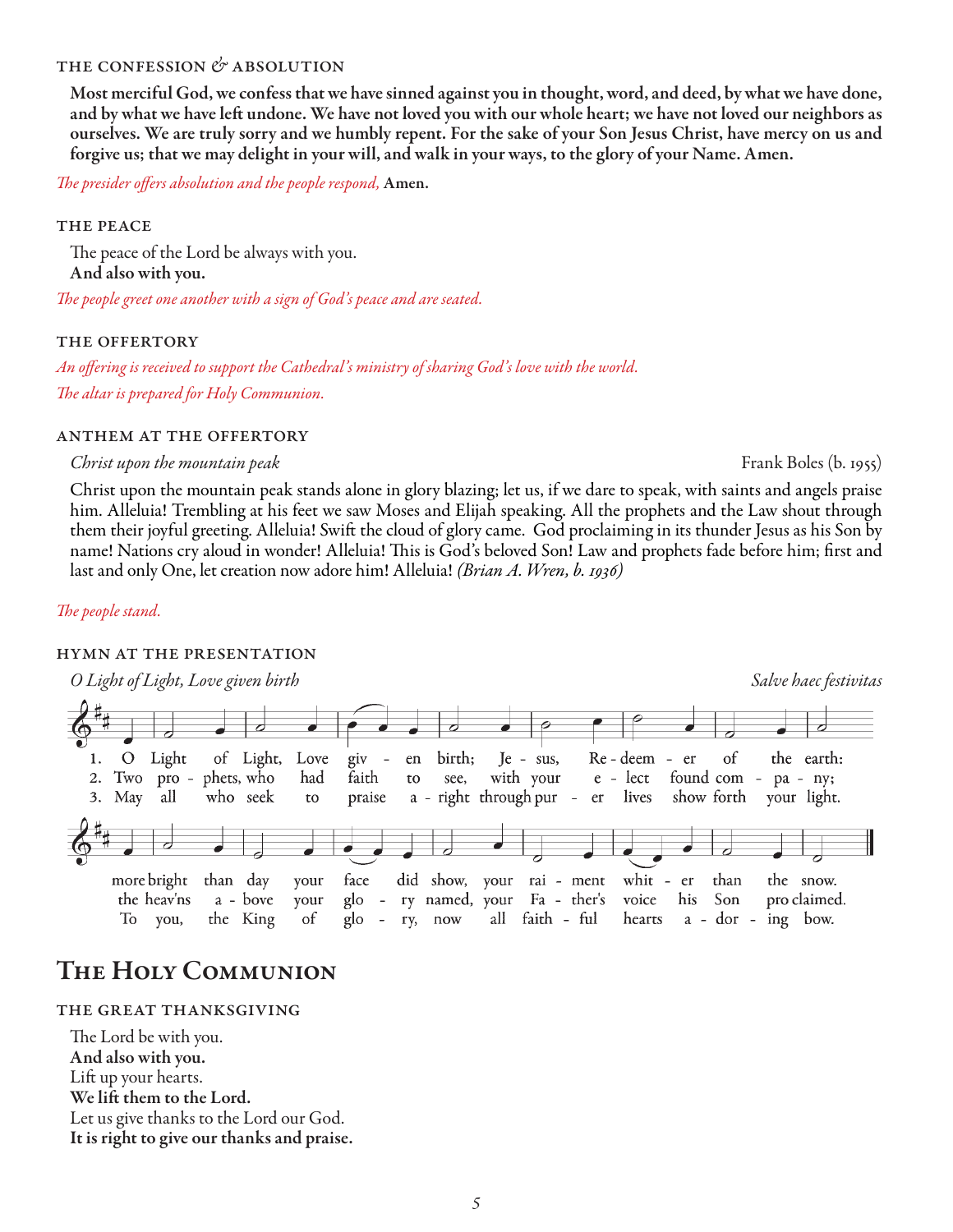### THE CONFESSION & ABSOLUTION

**Most merciful God, we confess that we have sinned against you in thought, word, and deed, by what we have done, and by what we have left undone. We have not loved you with our whole heart; we have not loved our neighbors as ourselves. We are truly sorry and we humbly repent. For the sake of your Son Jesus Christ, have mercy on us and forgive us; that we may delight in your will, and walk in your ways, to the glory of your Name. Amen.**

*The presider offers absolution and the people respond,* **Amen.**

### THE PEACE

The peace of the Lord be always with you.
**And also with you.**

*The people greet one another with a sign of God's peace and are seated.*

### THE OFFERTORY

*An offering is received to support the Cathedral's ministry of sharing God's love with the world.*

*The altar is prepared for Holy Communion.*

### ANTHEM AT THE OFFERTORY

*Christ upon the mountain peak* — Frank Boles (b. 1955)

Christ upon the mountain peak stands alone in glory blazing; let us, if we dare to speak, with saints and angels praise him. Alleluia! Trembling at his feet we saw Moses and Elijah speaking. All the prophets and the Law shout through them their joyful greeting. Alleluia! Swift the cloud of glory came. God proclaiming in its thunder Jesus as his Son by name! Nations cry aloud in wonder! Alleluia! This is God's beloved Son! Law and prophets fade before him; first and last and only One, let creation now adore him! Alleluia! *(Brian A. Wren, b. 1936)*

*The people stand.*

### HYMN AT THE PRESENTATION

*O Light of Light, Love given birth* — *Salve haec festivitas*

1. O Light of Light, Love given birth; Jesus, Redeemer of the earth: more bright than day your face did show, your raiment whiter than the snow.
2. Two prophets, who had faith to see, with your elect found company; the heav'ns above your glory named, your Father's voice his Son proclaimed.
3. May all who seek to praise aright through prayer lives show forth your light. To you, the King of glory, now all faithful hearts adoring bow.

## The Holy Communion

### THE GREAT THANKSGIVING

The Lord be with you.
**And also with you.**
Lift up your hearts.
**We lift them to the Lord.**
Let us give thanks to the Lord our God.
**It is right to give our thanks and praise.**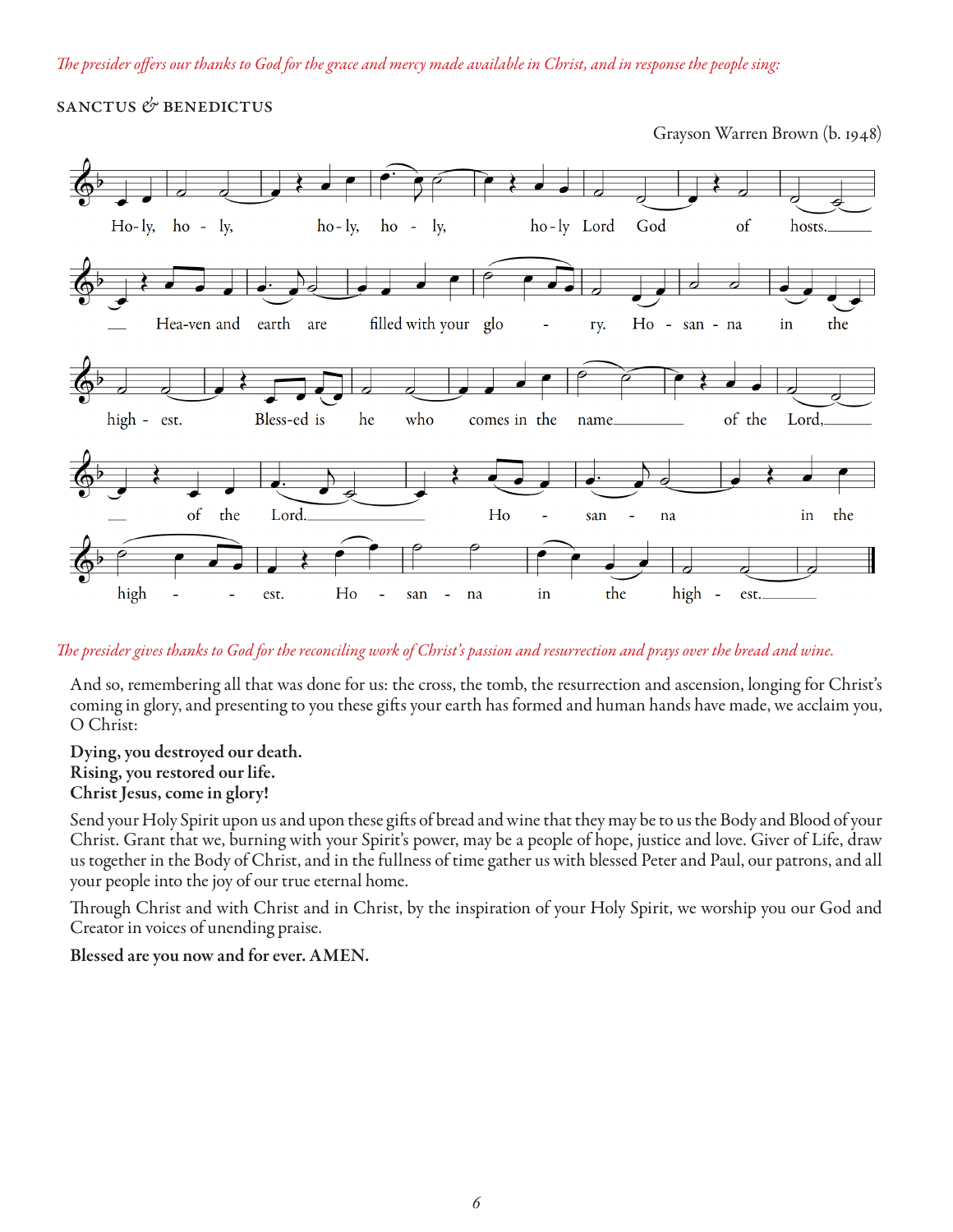*The presider offers our thanks to God for the grace and mercy made available in Christ, and in response the people sing:*

SANCTUS & BENEDICTUS

Grayson Warren Brown (b. 1948)

Holy, holy, holy, holy Lord God of hosts. Heaven and earth are filled with your glory. Hosanna in the highest. Blessed is he who comes in the name of the Lord, of the Lord. Hosanna in the highest. Hosanna in the highest.

*The presider gives thanks to God for the reconciling work of Christ's passion and resurrection and prays over the bread and wine.*

And so, remembering all that was done for us: the cross, the tomb, the resurrection and ascension, longing for Christ's coming in glory, and presenting to you these gifts your earth has formed and human hands have made, we acclaim you, O Christ:

**Dying, you destroyed our death.**
**Rising, you restored our life.**
**Christ Jesus, come in glory!**

Send your Holy Spirit upon us and upon these gifts of bread and wine that they may be to us the Body and Blood of your Christ. Grant that we, burning with your Spirit's power, may be a people of hope, justice and love. Giver of Life, draw us together in the Body of Christ, and in the fullness of time gather us with blessed Peter and Paul, our patrons, and all your people into the joy of our true eternal home.

Through Christ and with Christ and in Christ, by the inspiration of your Holy Spirit, we worship you our God and Creator in voices of unending praise.

**Blessed are you now and for ever. AMEN.**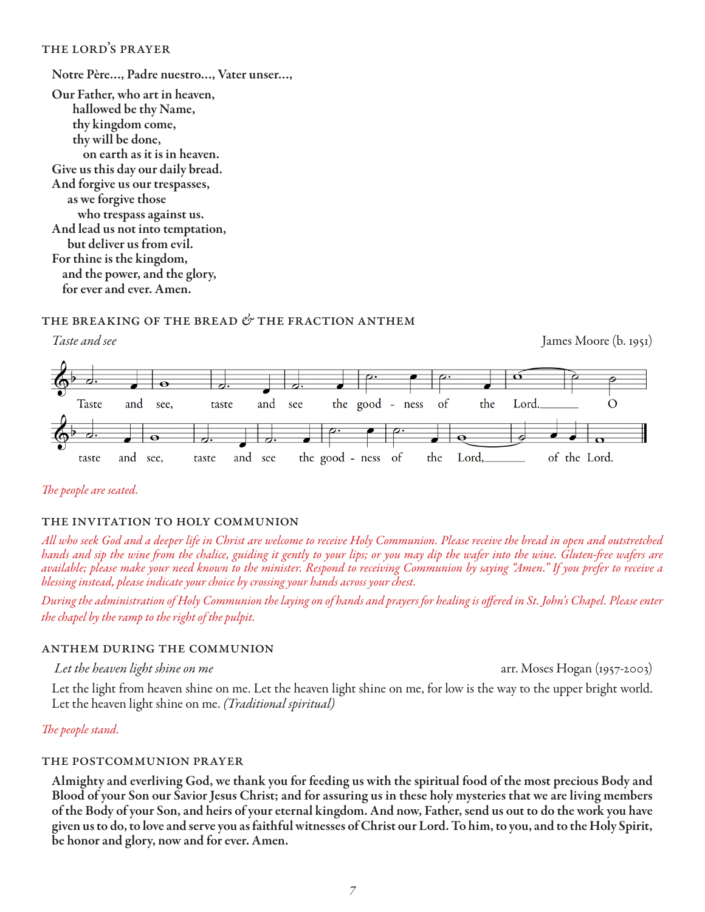## THE LORD'S PRAYER

**Notre Père..., Padre nuestro..., Vater unser...,**

**Our Father, who art in heaven,**
**hallowed be thy Name,**
**thy kingdom come,**
**thy will be done,**
**on earth as it is in heaven.**
**Give us this day our daily bread.**
**And forgive us our trespasses,**
**as we forgive those**
**who trespass against us.**
**And lead us not into temptation,**
**but deliver us from evil.**
**For thine is the kingdom,**
**and the power, and the glory,**
**for ever and ever. Amen.**

## THE BREAKING OF THE BREAD & THE FRACTION ANTHEM

*Taste and see* — James Moore (b. 1951)

Taste and see, taste and see the good - ness of the Lord. O taste and see, taste and see the good - ness of the Lord, of the Lord.

*The people are seated.*

## THE INVITATION TO HOLY COMMUNION

*All who seek God and a deeper life in Christ are welcome to receive Holy Communion. Please receive the bread in open and outstretched hands and sip the wine from the chalice, guiding it gently to your lips; or you may dip the wafer into the wine. Gluten-free wafers are available; please make your need known to the minister. Respond to receiving Communion by saying "Amen." If you prefer to receive a blessing instead, please indicate your choice by crossing your hands across your chest.*

*During the administration of Holy Communion the laying on of hands and prayers for healing is offered in St. John's Chapel. Please enter the chapel by the ramp to the right of the pulpit.*

## ANTHEM DURING THE COMMUNION

*Let the heaven light shine on me* — arr. Moses Hogan (1957-2003)

Let the light from heaven shine on me. Let the heaven light shine on me, for low is the way to the upper bright world. Let the heaven light shine on me. *(Traditional spiritual)*

*The people stand.*

## THE POSTCOMMUNION PRAYER

**Almighty and everliving God, we thank you for feeding us with the spiritual food of the most precious Body and Blood of your Son our Savior Jesus Christ; and for assuring us in these holy mysteries that we are living members of the Body of your Son, and heirs of your eternal kingdom. And now, Father, send us out to do the work you have given us to do, to love and serve you as faithful witnesses of Christ our Lord. To him, to you, and to the Holy Spirit, be honor and glory, now and for ever. Amen.**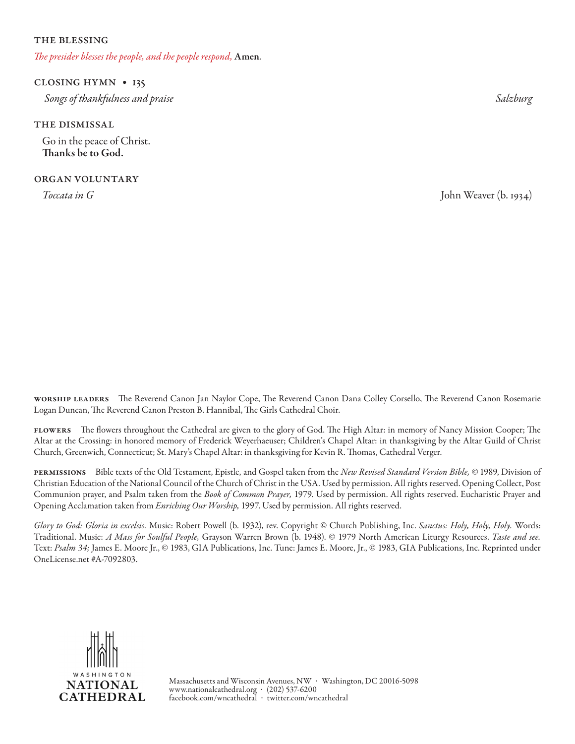## THE BLESSING

*The presider blesses the people, and the people respond,* **Amen.**

## CLOSING HYMN • 135

*Songs of thankfulness and praise* — *Salzburg*

## THE DISMISSAL

Go in the peace of Christ.
**Thanks be to God.**

## ORGAN VOLUNTARY

*Toccata in G* — John Weaver (b. 1934)

**WORSHIP LEADERS** The Reverend Canon Jan Naylor Cope, The Reverend Canon Dana Colley Corsello, The Reverend Canon Rosemarie Logan Duncan, The Reverend Canon Preston B. Hannibal, The Girls Cathedral Choir.

**FLOWERS** The flowers throughout the Cathedral are given to the glory of God. The High Altar: in memory of Nancy Mission Cooper; The Altar at the Crossing: in honored memory of Frederick Weyerhaeuser; Children's Chapel Altar: in thanksgiving by the Altar Guild of Christ Church, Greenwich, Connecticut; St. Mary's Chapel Altar: in thanksgiving for Kevin R. Thomas, Cathedral Verger.

**PERMISSIONS** Bible texts of the Old Testament, Epistle, and Gospel taken from the *New Revised Standard Version Bible,* © 1989, Division of Christian Education of the National Council of the Church of Christ in the USA. Used by permission. All rights reserved. Opening Collect, Post Communion prayer, and Psalm taken from the *Book of Common Prayer,* 1979. Used by permission. All rights reserved. Eucharistic Prayer and Opening Acclamation taken from *Enriching Our Worship,* 1997. Used by permission. All rights reserved.

*Glory to God: Gloria in excelsis*. Music: Robert Powell (b. 1932), rev. Copyright © Church Publishing, Inc. *Sanctus: Holy, Holy, Holy.* Words: Traditional. Music: *A Mass for Soulful People,* Grayson Warren Brown (b. 1948). © 1979 North American Liturgy Resources. *Taste and see.* Text: *Psalm 34;* James E. Moore Jr., © 1983, GIA Publications, Inc. Tune: James E. Moore, Jr., © 1983, GIA Publications, Inc. Reprinted under OneLicense.net #A-7092803.

WASHINGTON NATIONAL CATHEDRAL

Massachusetts and Wisconsin Avenues, NW · Washington, DC 20016-5098
www.nationalcathedral.org · (202) 537-6200
facebook.com/wncathedral · twitter.com/wncathedral